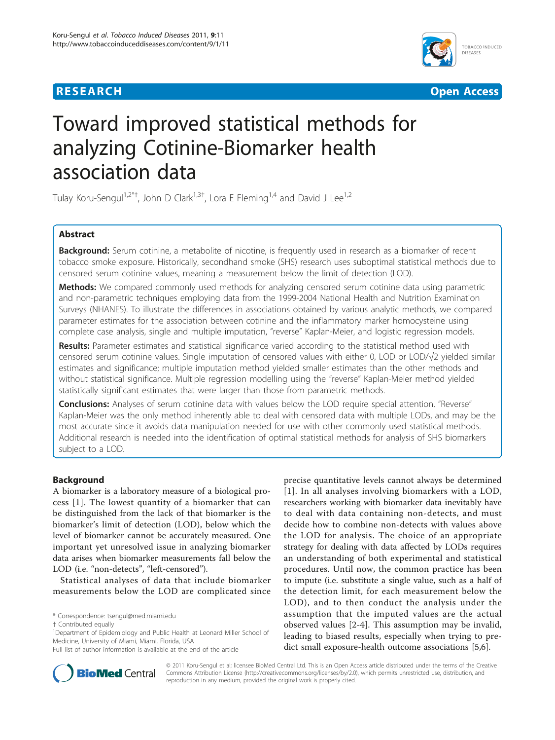RESEARCH Open Access

# Toward improved statistical methods for analyzing Cotinine-Biomarker health association data

Tulay Koru-Sengul[1,2*†], John D Clark[1,3†], Lora E Fleming[1,4] and David J Lee[1,2]

## Abstract

**Background:** Serum cotinine, a metabolite of nicotine, is frequently used in research as a biomarker of recent tobacco smoke exposure. Historically, secondhand smoke (SHS) research uses suboptimal statistical methods due to censored serum cotinine values, meaning a measurement below the limit of detection (LOD).

**Methods:** We compared commonly used methods for analyzing censored serum cotinine data using parametric and non-parametric techniques employing data from the 1999-2004 National Health and Nutrition Examination Surveys (NHANES). To illustrate the differences in associations obtained by various analytic methods, we compared parameter estimates for the association between cotinine and the inflammatory marker homocysteine using complete case analysis, single and multiple imputation, "reverse" Kaplan-Meier, and logistic regression models.

**Results:** Parameter estimates and statistical significance varied according to the statistical method used with censored serum cotinine values. Single imputation of censored values with either 0, LOD or LOD/√2 yielded similar estimates and significance; multiple imputation method yielded smaller estimates than the other methods and without statistical significance. Multiple regression modelling using the "reverse" Kaplan-Meier method yielded statistically significant estimates that were larger than those from parametric methods.

**Conclusions:** Analyses of serum cotinine data with values below the LOD require special attention. "Reverse" Kaplan-Meier was the only method inherently able to deal with censored data with multiple LODs, and may be the most accurate since it avoids data manipulation needed for use with other commonly used statistical methods. Additional research is needed into the identification of optimal statistical methods for analysis of SHS biomarkers subject to a LOD.

## Background

A biomarker is a laboratory measure of a biological process [1]. The lowest quantity of a biomarker that can be distinguished from the lack of that biomarker is the biomarker's limit of detection (LOD), below which the level of biomarker cannot be accurately measured. One important yet unresolved issue in analyzing biomarker data arises when biomarker measurements fall below the LOD (i.e. "non-detects", "left-censored").

Statistical analyses of data that include biomarker measurements below the LOD are complicated since precise quantitative levels cannot always be determined [1]. In all analyses involving biomarkers with a LOD, researchers working with biomarker data inevitably have to deal with data containing non-detects, and must decide how to combine non-detects with values above the LOD for analysis. The choice of an appropriate strategy for dealing with data affected by LODs requires an understanding of both experimental and statistical procedures. Until now, the common practice has been to impute (i.e. substitute a single value, such as a half of the detection limit, for each measurement below the LOD), and to then conduct the analysis under the assumption that the imputed values are the actual observed values [2-4]. This assumption may be invalid, leading to biased results, especially when trying to predict small exposure-health outcome associations [5,6].

* Correspondence: tsengul@med.miami.edu

† Contributed equally

[1]Department of Epidemiology and Public Health at Leonard Miller School of Medicine, University of Miami, Miami, Florida, USA

Full list of author information is available at the end of the article

© 2011 Koru-Sengul et al; licensee BioMed Central Ltd. This is an Open Access article distributed under the terms of the Creative Commons Attribution License (http://creativecommons.org/licenses/by/2.0), which permits unrestricted use, distribution, and reproduction in any medium, provided the original work is properly cited.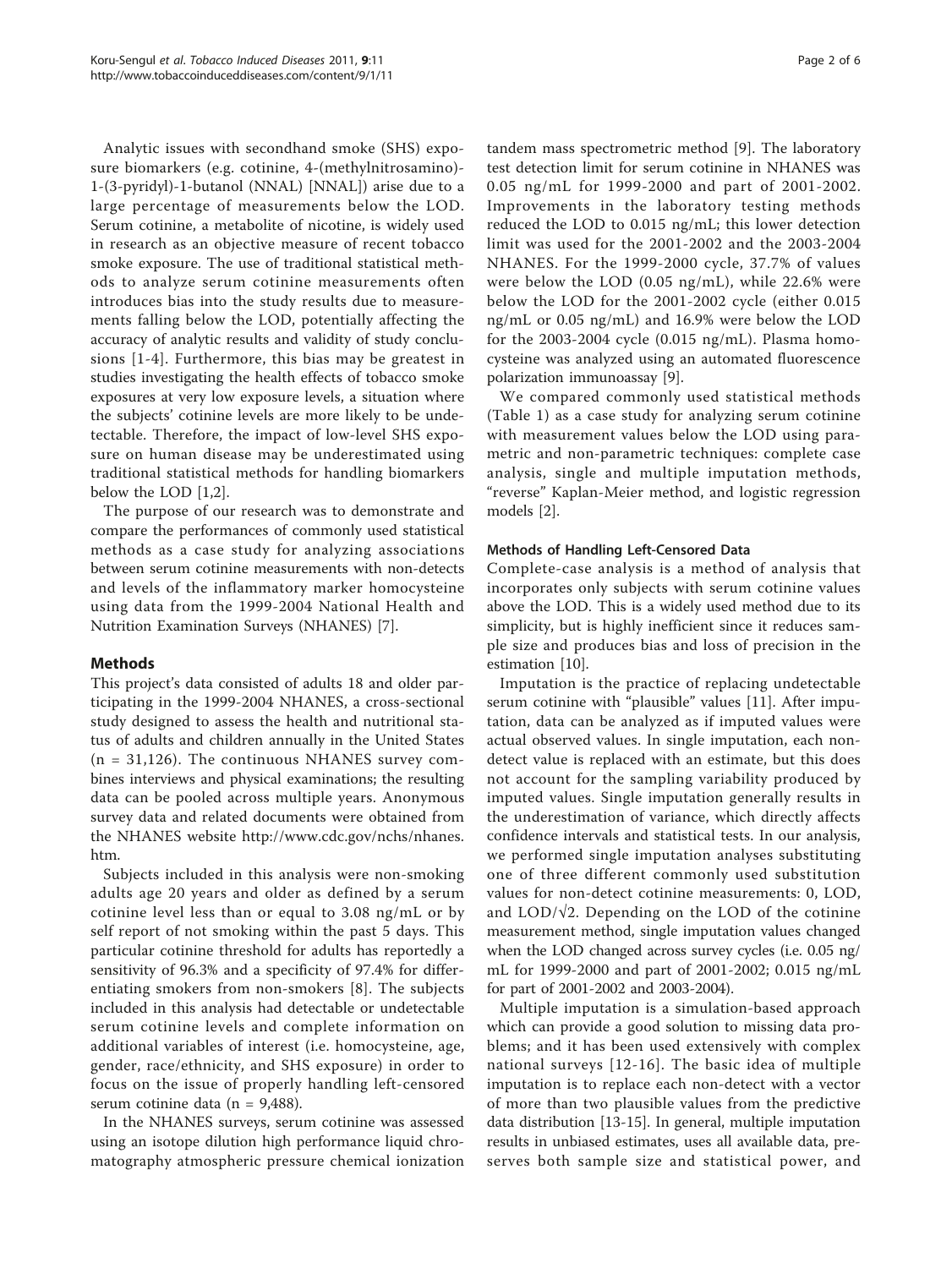Analytic issues with secondhand smoke (SHS) exposure biomarkers (e.g. cotinine, 4-(methylnitrosamino)-1-(3-pyridyl)-1-butanol (NNAL) [NNAL]) arise due to a large percentage of measurements below the LOD. Serum cotinine, a metabolite of nicotine, is widely used in research as an objective measure of recent tobacco smoke exposure. The use of traditional statistical methods to analyze serum cotinine measurements often introduces bias into the study results due to measurements falling below the LOD, potentially affecting the accuracy of analytic results and validity of study conclusions [1-4]. Furthermore, this bias may be greatest in studies investigating the health effects of tobacco smoke exposures at very low exposure levels, a situation where the subjects' cotinine levels are more likely to be undetectable. Therefore, the impact of low-level SHS exposure on human disease may be underestimated using traditional statistical methods for handling biomarkers below the LOD [1,2].

The purpose of our research was to demonstrate and compare the performances of commonly used statistical methods as a case study for analyzing associations between serum cotinine measurements with non-detects and levels of the inflammatory marker homocysteine using data from the 1999-2004 National Health and Nutrition Examination Surveys (NHANES) [7].

## Methods

This project's data consisted of adults 18 and older participating in the 1999-2004 NHANES, a cross-sectional study designed to assess the health and nutritional status of adults and children annually in the United States (n = 31,126). The continuous NHANES survey combines interviews and physical examinations; the resulting data can be pooled across multiple years. Anonymous survey data and related documents were obtained from the NHANES website http://www.cdc.gov/nchs/nhanes.htm.

Subjects included in this analysis were non-smoking adults age 20 years and older as defined by a serum cotinine level less than or equal to 3.08 ng/mL or by self report of not smoking within the past 5 days. This particular cotinine threshold for adults has reportedly a sensitivity of 96.3% and a specificity of 97.4% for differentiating smokers from non-smokers [8]. The subjects included in this analysis had detectable or undetectable serum cotinine levels and complete information on additional variables of interest (i.e. homocysteine, age, gender, race/ethnicity, and SHS exposure) in order to focus on the issue of properly handling left-censored serum cotinine data (n = 9,488).

In the NHANES surveys, serum cotinine was assessed using an isotope dilution high performance liquid chromatography atmospheric pressure chemical ionization tandem mass spectrometric method [9]. The laboratory test detection limit for serum cotinine in NHANES was 0.05 ng/mL for 1999-2000 and part of 2001-2002. Improvements in the laboratory testing methods reduced the LOD to 0.015 ng/mL; this lower detection limit was used for the 2001-2002 and the 2003-2004 NHANES. For the 1999-2000 cycle, 37.7% of values were below the LOD (0.05 ng/mL), while 22.6% were below the LOD for the 2001-2002 cycle (either 0.015 ng/mL or 0.05 ng/mL) and 16.9% were below the LOD for the 2003-2004 cycle (0.015 ng/mL). Plasma homocysteine was analyzed using an automated fluorescence polarization immunoassay [9].

We compared commonly used statistical methods (Table 1) as a case study for analyzing serum cotinine with measurement values below the LOD using parametric and non-parametric techniques: complete case analysis, single and multiple imputation methods, "reverse" Kaplan-Meier method, and logistic regression models [2].

### Methods of Handling Left-Censored Data

Complete-case analysis is a method of analysis that incorporates only subjects with serum cotinine values above the LOD. This is a widely used method due to its simplicity, but is highly inefficient since it reduces sample size and produces bias and loss of precision in the estimation [10].

Imputation is the practice of replacing undetectable serum cotinine with "plausible" values [11]. After imputation, data can be analyzed as if imputed values were actual observed values. In single imputation, each non-detect value is replaced with an estimate, but this does not account for the sampling variability produced by imputed values. Single imputation generally results in the underestimation of variance, which directly affects confidence intervals and statistical tests. In our analysis, we performed single imputation analyses substituting one of three different commonly used substitution values for non-detect cotinine measurements: 0, LOD, and LOD/$\sqrt{2}$. Depending on the LOD of the cotinine measurement method, single imputation values changed when the LOD changed across survey cycles (i.e. 0.05 ng/mL for 1999-2000 and part of 2001-2002; 0.015 ng/mL for part of 2001-2002 and 2003-2004).

Multiple imputation is a simulation-based approach which can provide a good solution to missing data problems; and it has been used extensively with complex national surveys [12-16]. The basic idea of multiple imputation is to replace each non-detect with a vector of more than two plausible values from the predictive data distribution [13-15]. In general, multiple imputation results in unbiased estimates, uses all available data, preserves both sample size and statistical power, and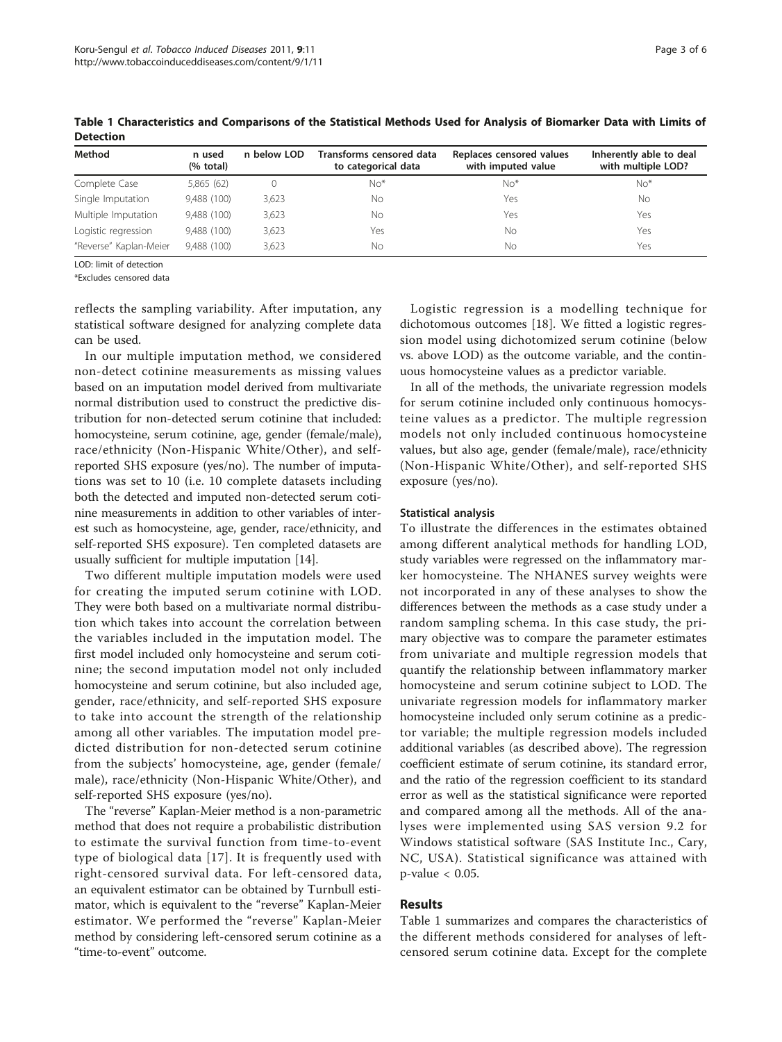**Table 1 Characteristics and Comparisons of the Statistical Methods Used for Analysis of Biomarker Data with Limits of Detection**

| Method | n used (% total) | n below LOD | Transforms censored data to categorical data | Replaces censored values with imputed value | Inherently able to deal with multiple LOD? |
|---|---|---|---|---|---|
| Complete Case | 5,865 (62) | 0 | No* | No* | No* |
| Single Imputation | 9,488 (100) | 3,623 | No | Yes | No |
| Multiple Imputation | 9,488 (100) | 3,623 | No | Yes | Yes |
| Logistic regression | 9,488 (100) | 3,623 | Yes | No | Yes |
| "Reverse" Kaplan-Meier | 9,488 (100) | 3,623 | No | No | Yes |

LOD: limit of detection

*Excludes censored data

reflects the sampling variability. After imputation, any statistical software designed for analyzing complete data can be used.

In our multiple imputation method, we considered non-detect cotinine measurements as missing values based on an imputation model derived from multivariate normal distribution used to construct the predictive distribution for non-detected serum cotinine that included: homocysteine, serum cotinine, age, gender (female/male), race/ethnicity (Non-Hispanic White/Other), and self-reported SHS exposure (yes/no). The number of imputations was set to 10 (i.e. 10 complete datasets including both the detected and imputed non-detected serum cotinine measurements in addition to other variables of interest such as homocysteine, age, gender, race/ethnicity, and self-reported SHS exposure). Ten completed datasets are usually sufficient for multiple imputation [14].

Two different multiple imputation models were used for creating the imputed serum cotinine with LOD. They were both based on a multivariate normal distribution which takes into account the correlation between the variables included in the imputation model. The first model included only homocysteine and serum cotinine; the second imputation model not only included homocysteine and serum cotinine, but also included age, gender, race/ethnicity, and self-reported SHS exposure to take into account the strength of the relationship among all other variables. The imputation model predicted distribution for non-detected serum cotinine from the subjects' homocysteine, age, gender (female/male), race/ethnicity (Non-Hispanic White/Other), and self-reported SHS exposure (yes/no).

The "reverse" Kaplan-Meier method is a non-parametric method that does not require a probabilistic distribution to estimate the survival function from time-to-event type of biological data [17]. It is frequently used with right-censored survival data. For left-censored data, an equivalent estimator can be obtained by Turnbull estimator, which is equivalent to the "reverse" Kaplan-Meier estimator. We performed the "reverse" Kaplan-Meier method by considering left-censored serum cotinine as a "time-to-event" outcome.

Logistic regression is a modelling technique for dichotomous outcomes [18]. We fitted a logistic regression model using dichotomized serum cotinine (below vs. above LOD) as the outcome variable, and the continuous homocysteine values as a predictor variable.

In all of the methods, the univariate regression models for serum cotinine included only continuous homocysteine values as a predictor. The multiple regression models not only included continuous homocysteine values, but also age, gender (female/male), race/ethnicity (Non-Hispanic White/Other), and self-reported SHS exposure (yes/no).

#### Statistical analysis

To illustrate the differences in the estimates obtained among different analytical methods for handling LOD, study variables were regressed on the inflammatory marker homocysteine. The NHANES survey weights were not incorporated in any of these analyses to show the differences between the methods as a case study under a random sampling schema. In this case study, the primary objective was to compare the parameter estimates from univariate and multiple regression models that quantify the relationship between inflammatory marker homocysteine and serum cotinine subject to LOD. The univariate regression models for inflammatory marker homocysteine included only serum cotinine as a predictor variable; the multiple regression models included additional variables (as described above). The regression coefficient estimate of serum cotinine, its standard error, and the ratio of the regression coefficient to its standard error as well as the statistical significance were reported and compared among all the methods. All of the analyses were implemented using SAS version 9.2 for Windows statistical software (SAS Institute Inc., Cary, NC, USA). Statistical significance was attained with $p\text{-value} < 0.05$.

## Results

Table 1 summarizes and compares the characteristics of the different methods considered for analyses of left-censored serum cotinine data. Except for the complete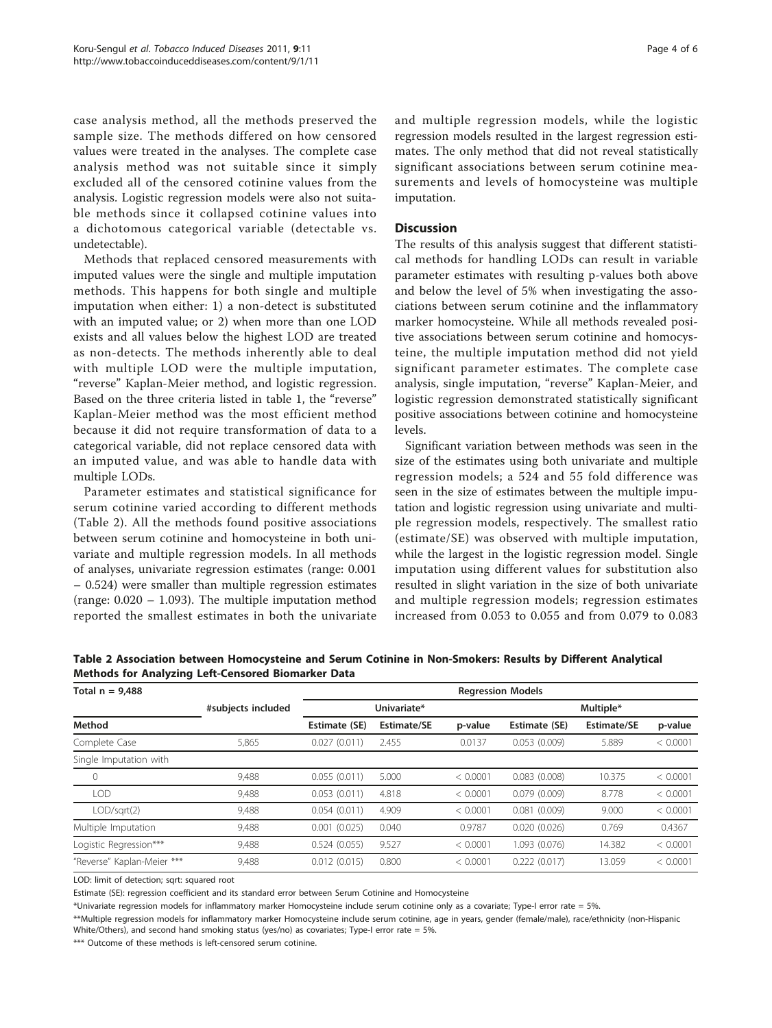case analysis method, all the methods preserved the sample size. The methods differed on how censored values were treated in the analyses. The complete case analysis method was not suitable since it simply excluded all of the censored cotinine values from the analysis. Logistic regression models were also not suitable methods since it collapsed cotinine values into a dichotomous categorical variable (detectable vs. undetectable).

Methods that replaced censored measurements with imputed values were the single and multiple imputation methods. This happens for both single and multiple imputation when either: 1) a non-detect is substituted with an imputed value; or 2) when more than one LOD exists and all values below the highest LOD are treated as non-detects. The methods inherently able to deal with multiple LOD were the multiple imputation, "reverse" Kaplan-Meier method, and logistic regression. Based on the three criteria listed in table 1, the "reverse" Kaplan-Meier method was the most efficient method because it did not require transformation of data to a categorical variable, did not replace censored data with an imputed value, and was able to handle data with multiple LODs.

Parameter estimates and statistical significance for serum cotinine varied according to different methods (Table 2). All the methods found positive associations between serum cotinine and homocysteine in both univariate and multiple regression models. In all methods of analyses, univariate regression estimates (range: 0.001 – 0.524) were smaller than multiple regression estimates (range: 0.020 – 1.093). The multiple imputation method reported the smallest estimates in both the univariate and multiple regression models, while the logistic regression models resulted in the largest regression estimates. The only method that did not reveal statistically significant associations between serum cotinine measurements and levels of homocysteine was multiple imputation.

## Discussion

The results of this analysis suggest that different statistical methods for handling LODs can result in variable parameter estimates with resulting p-values both above and below the level of 5% when investigating the associations between serum cotinine and the inflammatory marker homocysteine. While all methods revealed positive associations between serum cotinine and homocysteine, the multiple imputation method did not yield significant parameter estimates. The complete case analysis, single imputation, "reverse" Kaplan-Meier, and logistic regression demonstrated statistically significant positive associations between cotinine and homocysteine levels.

Significant variation between methods was seen in the size of the estimates using both univariate and multiple regression models; a 524 and 55 fold difference was seen in the size of estimates between the multiple imputation and logistic regression using univariate and multiple regression models, respectively. The smallest ratio (estimate/SE) was observed with multiple imputation, while the largest in the logistic regression model. Single imputation using different values for substitution also resulted in slight variation in the size of both univariate and multiple regression models; regression estimates increased from 0.053 to 0.055 and from 0.079 to 0.083

**Table 2 Association between Homocysteine and Serum Cotinine in Non-Smokers: Results by Different Analytical Methods for Analyzing Left-Censored Biomarker Data**

| Total n = 9,488 | | Regression Models | | | | | |
|---|---|---|---|---|---|---|---|
| | #subjects included | Univariate* | | | Multiple* | | |
| Method | | Estimate (SE) | Estimate/SE | p-value | Estimate (SE) | Estimate/SE | p-value |
| Complete Case | 5,865 | 0.027 (0.011) | 2.455 | 0.0137 | 0.053 (0.009) | 5.889 | < 0.0001 |
| Single Imputation with | | | | | | | |
| 0 | 9,488 | 0.055 (0.011) | 5.000 | < 0.0001 | 0.083 (0.008) | 10.375 | < 0.0001 |
| LOD | 9,488 | 0.053 (0.011) | 4.818 | < 0.0001 | 0.079 (0.009) | 8.778 | < 0.0001 |
| LOD/sqrt(2) | 9,488 | 0.054 (0.011) | 4.909 | < 0.0001 | 0.081 (0.009) | 9.000 | < 0.0001 |
| Multiple Imputation | 9,488 | 0.001 (0.025) | 0.040 | 0.9787 | 0.020 (0.026) | 0.769 | 0.4367 |
| Logistic Regression*** | 9,488 | 0.524 (0.055) | 9.527 | < 0.0001 | 1.093 (0.076) | 14.382 | < 0.0001 |
| "Reverse" Kaplan-Meier *** | 9,488 | 0.012 (0.015) | 0.800 | < 0.0001 | 0.222 (0.017) | 13.059 | < 0.0001 |

LOD: limit of detection; sqrt: squared root

Estimate (SE): regression coefficient and its standard error between Serum Cotinine and Homocysteine

*Univariate regression models for inflammatory marker Homocysteine include serum cotinine only as a covariate; Type-I error rate = 5%.

**Multiple regression models for inflammatory marker Homocysteine include serum cotinine, age in years, gender (female/male), race/ethnicity (non-Hispanic White/Others), and second hand smoking status (yes/no) as covariates; Type-I error rate = 5%.

*** Outcome of these methods is left-censored serum cotinine.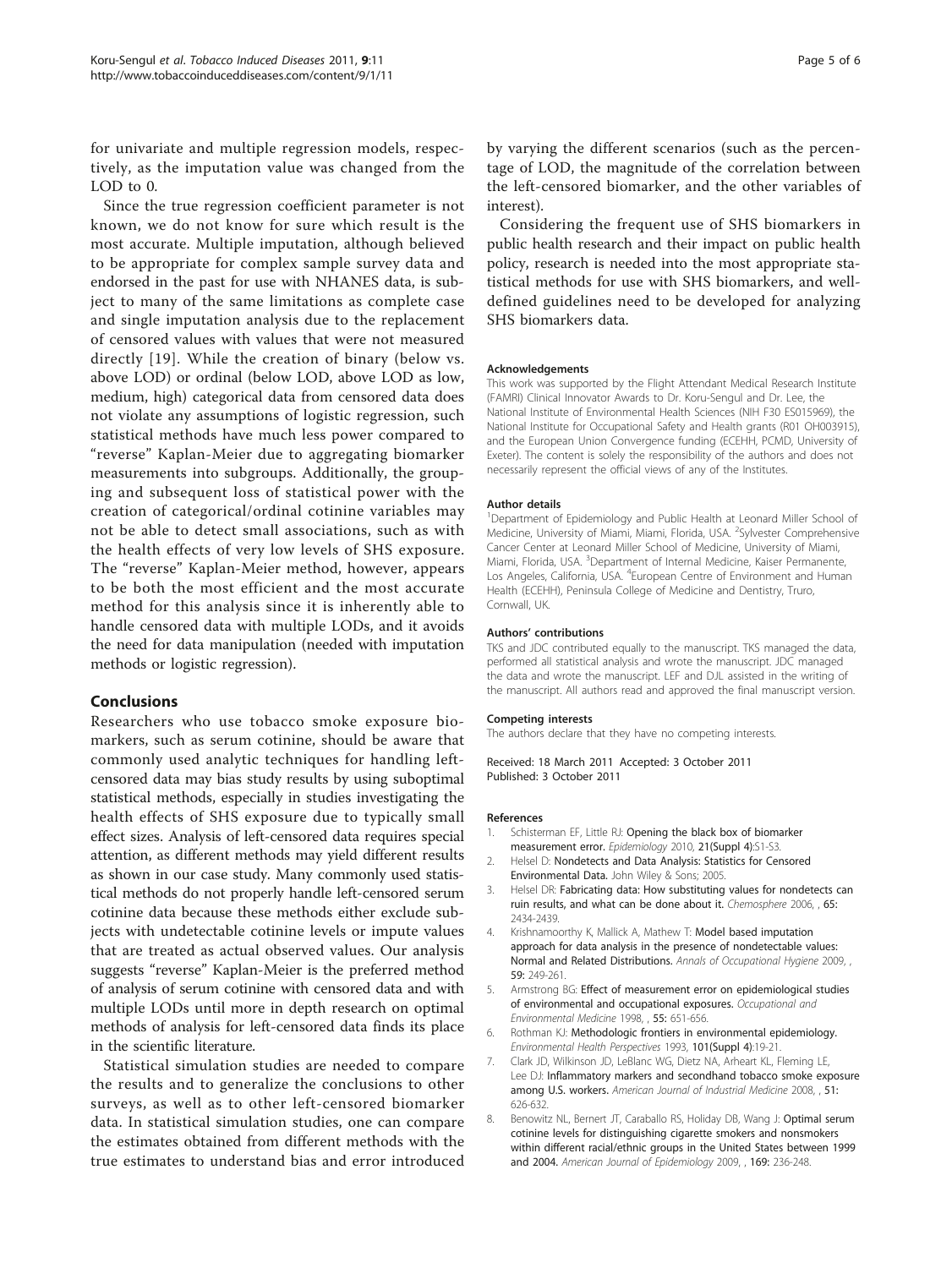for univariate and multiple regression models, respectively, as the imputation value was changed from the LOD to 0.

Since the true regression coefficient parameter is not known, we do not know for sure which result is the most accurate. Multiple imputation, although believed to be appropriate for complex sample survey data and endorsed in the past for use with NHANES data, is subject to many of the same limitations as complete case and single imputation analysis due to the replacement of censored values with values that were not measured directly [19]. While the creation of binary (below vs. above LOD) or ordinal (below LOD, above LOD as low, medium, high) categorical data from censored data does not violate any assumptions of logistic regression, such statistical methods have much less power compared to "reverse" Kaplan-Meier due to aggregating biomarker measurements into subgroups. Additionally, the grouping and subsequent loss of statistical power with the creation of categorical/ordinal cotinine variables may not be able to detect small associations, such as with the health effects of very low levels of SHS exposure. The "reverse" Kaplan-Meier method, however, appears to be both the most efficient and the most accurate method for this analysis since it is inherently able to handle censored data with multiple LODs, and it avoids the need for data manipulation (needed with imputation methods or logistic regression).

## Conclusions

Researchers who use tobacco smoke exposure biomarkers, such as serum cotinine, should be aware that commonly used analytic techniques for handling left-censored data may bias study results by using suboptimal statistical methods, especially in studies investigating the health effects of SHS exposure due to typically small effect sizes. Analysis of left-censored data requires special attention, as different methods may yield different results as shown in our case study. Many commonly used statistical methods do not properly handle left-censored serum cotinine data because these methods either exclude subjects with undetectable cotinine levels or impute values that are treated as actual observed values. Our analysis suggests "reverse" Kaplan-Meier is the preferred method of analysis of serum cotinine with censored data and with multiple LODs until more in depth research on optimal methods of analysis for left-censored data finds its place in the scientific literature.

Statistical simulation studies are needed to compare the results and to generalize the conclusions to other surveys, as well as to other left-censored biomarker data. In statistical simulation studies, one can compare the estimates obtained from different methods with the true estimates to understand bias and error introduced by varying the different scenarios (such as the percentage of LOD, the magnitude of the correlation between the left-censored biomarker, and the other variables of interest).

Considering the frequent use of SHS biomarkers in public health research and their impact on public health policy, research is needed into the most appropriate statistical methods for use with SHS biomarkers, and well-defined guidelines need to be developed for analyzing SHS biomarkers data.

#### Acknowledgements

This work was supported by the Flight Attendant Medical Research Institute (FAMRI) Clinical Innovator Awards to Dr. Koru-Sengul and Dr. Lee, the National Institute of Environmental Health Sciences (NIH F30 ES015969), the National Institute for Occupational Safety and Health grants (R01 OH003915), and the European Union Convergence funding (ECEHH, PCMD, University of Exeter). The content is solely the responsibility of the authors and does not necessarily represent the official views of any of the Institutes.

#### Author details

[1]Department of Epidemiology and Public Health at Leonard Miller School of Medicine, University of Miami, Miami, Florida, USA. [2]Sylvester Comprehensive Cancer Center at Leonard Miller School of Medicine, University of Miami, Miami, Florida, USA. [3]Department of Internal Medicine, Kaiser Permanente, Los Angeles, California, USA. [4]European Centre of Environment and Human Health (ECEHH), Peninsula College of Medicine and Dentistry, Truro, Cornwall, UK.

#### Authors' contributions

TKS and JDC contributed equally to the manuscript. TKS managed the data, performed all statistical analysis and wrote the manuscript. JDC managed the data and wrote the manuscript. LEF and DJL assisted in the writing of the manuscript. All authors read and approved the final manuscript version.

#### Competing interests

The authors declare that they have no competing interests.

Received: 18 March 2011 Accepted: 3 October 2011
Published: 3 October 2011

#### References

1. Schisterman EF, Little RJ: **Opening the black box of biomarker measurement error.** *Epidemiology* 2010, 21(Suppl 4):S1-S3.
2. Helsel D: **Nondetects and Data Analysis: Statistics for Censored Environmental Data.** John Wiley & Sons; 2005.
3. Helsel DR: **Fabricating data: How substituting values for nondetects can ruin results, and what can be done about it.** *Chemosphere* 2006, , 65: 2434-2439.
4. Krishnamoorthy K, Mallick A, Mathew T: **Model based imputation approach for data analysis in the presence of nondetectable values: Normal and Related Distributions.** *Annals of Occupational Hygiene* 2009, , 59: 249-261.
5. Armstrong BG: **Effect of measurement error on epidemiological studies of environmental and occupational exposures.** *Occupational and Environmental Medicine* 1998, , 55: 651-656.
6. Rothman KJ: **Methodologic frontiers in environmental epidemiology.** *Environmental Health Perspectives* 1993, 101(Suppl 4):19-21.
7. Clark JD, Wilkinson JD, LeBlanc WG, Dietz NA, Arheart KL, Fleming LE, Lee DJ: **Inflammatory markers and secondhand tobacco smoke exposure among U.S. workers.** *American Journal of Industrial Medicine* 2008, , 51: 626-632.
8. Benowitz NL, Bernert JT, Caraballo RS, Holiday DB, Wang J: **Optimal serum cotinine levels for distinguishing cigarette smokers and nonsmokers within different racial/ethnic groups in the United States between 1999 and 2004.** *American Journal of Epidemiology* 2009, , 169: 236-248.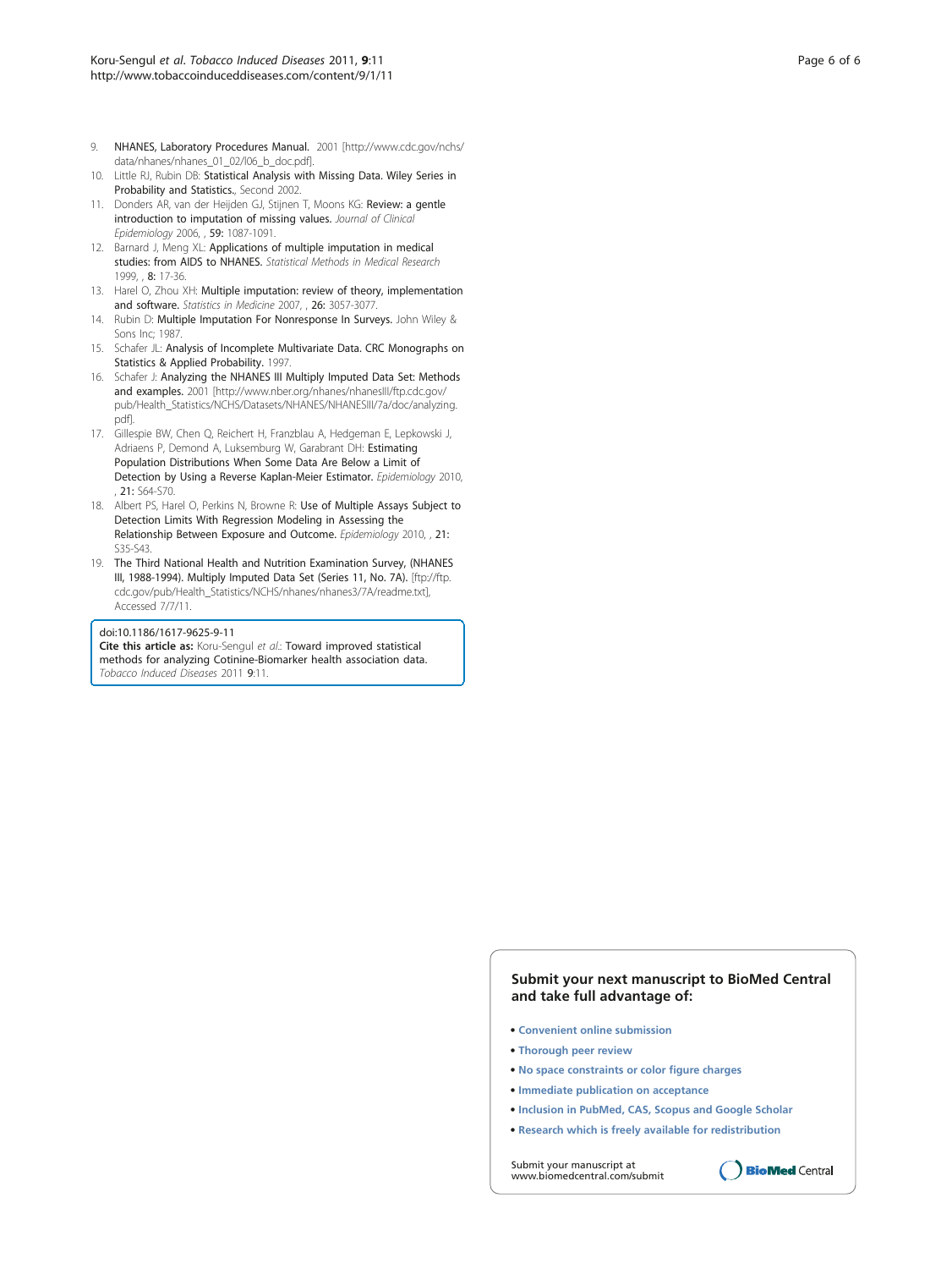9. NHANES, Laboratory Procedures Manual. 2001 [http://www.cdc.gov/nchs/data/nhanes/nhanes_01_02/l06_b_doc.pdf].
10. Little RJ, Rubin DB: **Statistical Analysis with Missing Data. Wiley Series in Probability and Statistics.**, Second 2002.
11. Donders AR, van der Heijden GJ, Stijnen T, Moons KG: **Review: a gentle introduction to imputation of missing values.** *Journal of Clinical Epidemiology* 2006, , **59:** 1087-1091.
12. Barnard J, Meng XL: **Applications of multiple imputation in medical studies: from AIDS to NHANES.** *Statistical Methods in Medical Research* 1999, , **8:** 17-36.
13. Harel O, Zhou XH: **Multiple imputation: review of theory, implementation and software.** *Statistics in Medicine* 2007, , **26:** 3057-3077.
14. Rubin D: **Multiple Imputation For Nonresponse In Surveys.** John Wiley & Sons Inc; 1987.
15. Schafer JL: **Analysis of Incomplete Multivariate Data. CRC Monographs on Statistics & Applied Probability.** 1997.
16. Schafer J: **Analyzing the NHANES III Multiply Imputed Data Set: Methods and examples.** 2001 [http://www.nber.org/nhanes/nhanesIII/ftp.cdc.gov/pub/Health_Statistics/NCHS/Datasets/NHANES/NHANESIII/7a/doc/analyzing.pdf].
17. Gillespie BW, Chen Q, Reichert H, Franzblau A, Hedgeman E, Lepkowski J, Adriaens P, Demond A, Luksemburg W, Garabrant DH: **Estimating Population Distributions When Some Data Are Below a Limit of Detection by Using a Reverse Kaplan-Meier Estimator.** *Epidemiology* 2010, , **21:** S64-S70.
18. Albert PS, Harel O, Perkins N, Browne R: **Use of Multiple Assays Subject to Detection Limits With Regression Modeling in Assessing the Relationship Between Exposure and Outcome.** *Epidemiology* 2010, , **21:** S35-S43.
19. The Third National Health and Nutrition Examination Survey, (NHANES III, 1988-1994). Multiply Imputed Data Set (Series 11, No. 7A). [ftp://ftp.cdc.gov/pub/Health_Statistics/NCHS/nhanes/nhanes3/7A/readme.txt], Accessed 7/7/11.

doi:10.1186/1617-9625-9-11

**Cite this article as:** Koru-Sengul *et al.*: Toward improved statistical methods for analyzing Cotinine-Biomarker health association data. *Tobacco Induced Diseases* 2011 **9**:11.

**Submit your next manuscript to BioMed Central and take full advantage of:**

- Convenient online submission
- Thorough peer review
- No space constraints or color figure charges
- Immediate publication on acceptance
- Inclusion in PubMed, CAS, Scopus and Google Scholar
- Research which is freely available for redistribution

Submit your manuscript at www.biomedcentral.com/submit

BioMed Central